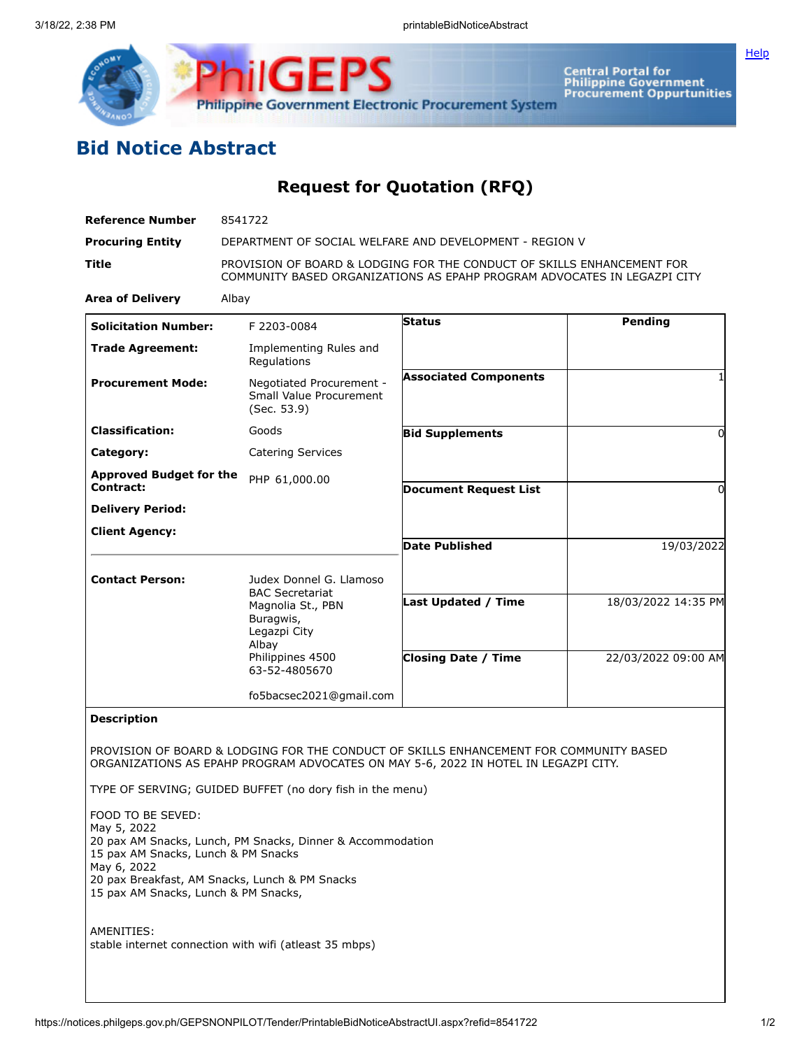# Bid Notice Abstract

## Request for Quotation (RFQ)

| | |
|---|---|
| **Reference Number** | 8541722 |
| **Procuring Entity** | DEPARTMENT OF SOCIAL WELFARE AND DEVELOPMENT - REGION V |
| **Title** | PROVISION OF BOARD & LODGING FOR THE CONDUCT OF SKILLS ENHANCEMENT FOR COMMUNITY BASED ORGANIZATIONS AS EPAHP PROGRAM ADVOCATES IN LEGAZPI CITY |
| **Area of Delivery** | Albay |

| | | | |
|---|---|---|---|
| **Solicitation Number:** | F 2203-0084 | **Status** | Pending |
| **Trade Agreement:** | Implementing Rules and Regulations | | |
| **Procurement Mode:** | Negotiated Procurement - Small Value Procurement (Sec. 53.9) | **Associated Components** | 1 |
| **Classification:** | Goods | **Bid Supplements** | 0 |
| **Category:** | Catering Services | | |
| **Approved Budget for the Contract:** | PHP 61,000.00 | **Document Request List** | 0 |
| **Delivery Period:** | | | |
| **Client Agency:** | | **Date Published** | 19/03/2022 |
| **Contact Person:** | Judex Donnel G. Llamoso<br>BAC Secretariat<br>Magnolia St., PBN<br>Buragwis,<br>Legazpi City<br>Albay<br>Philippines 4500<br>63-52-4805670<br><br>fo5bacsec2021@gmail.com | **Last Updated / Time** | 18/03/2022 14:35 PM |
| | | **Closing Date / Time** | 22/03/2022 09:00 AM |

**Description**

PROVISION OF BOARD & LODGING FOR THE CONDUCT OF SKILLS ENHANCEMENT FOR COMMUNITY BASED ORGANIZATIONS AS EPAHP PROGRAM ADVOCATES ON MAY 5-6, 2022 IN HOTEL IN LEGAZPI CITY.

TYPE OF SERVING; GUIDED BUFFET (no dory fish in the menu)

FOOD TO BE SEVED:
May 5, 2022
20 pax AM Snacks, Lunch, PM Snacks, Dinner & Accommodation
15 pax AM Snacks, Lunch & PM Snacks
May 6, 2022
20 pax Breakfast, AM Snacks, Lunch & PM Snacks
15 pax AM Snacks, Lunch & PM Snacks,

AMENITIES:
stable internet connection with wifi (atleast 35 mbps)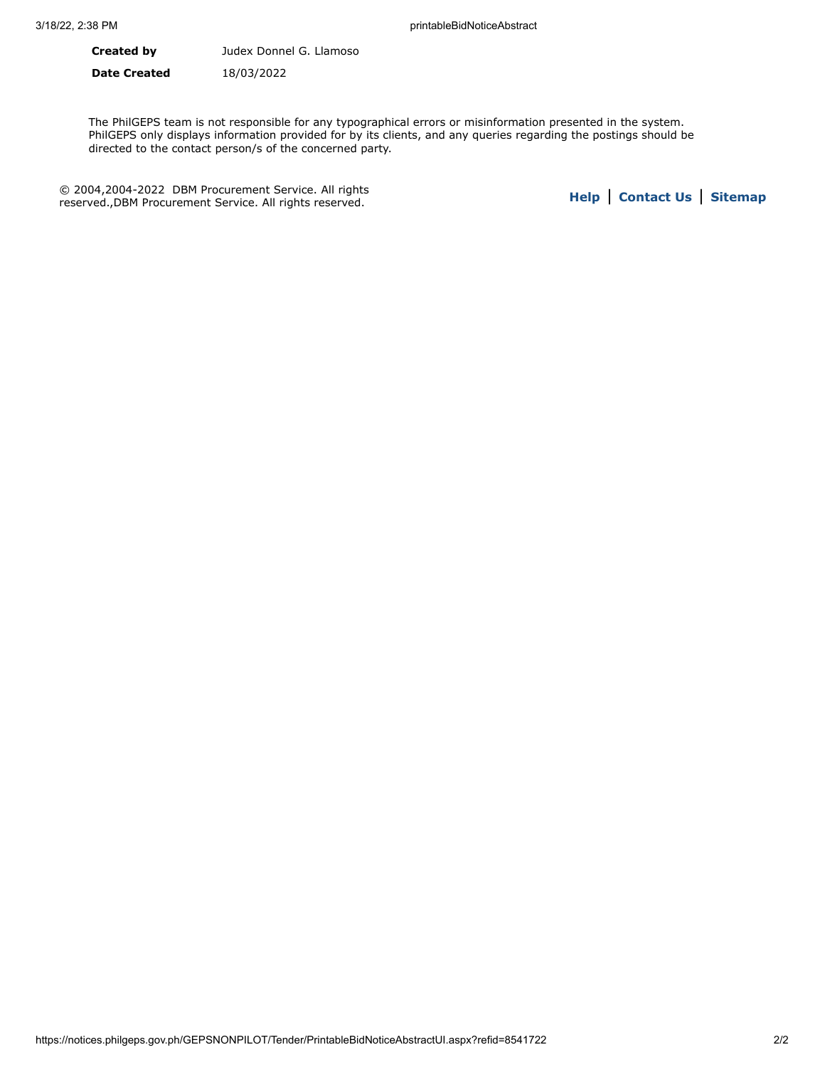| | |
|---|---|
| **Created by** | Judex Donnel G. Llamoso |
| **Date Created** | 18/03/2022 |

The PhilGEPS team is not responsible for any typographical errors or misinformation presented in the system. PhilGEPS only displays information provided for by its clients, and any queries regarding the postings should be directed to the contact person/s of the concerned party.

© 2004,2004-2022 DBM Procurement Service. All rights reserved.,DBM Procurement Service. All rights reserved.

**Help** | **Contact Us** | **Sitemap**